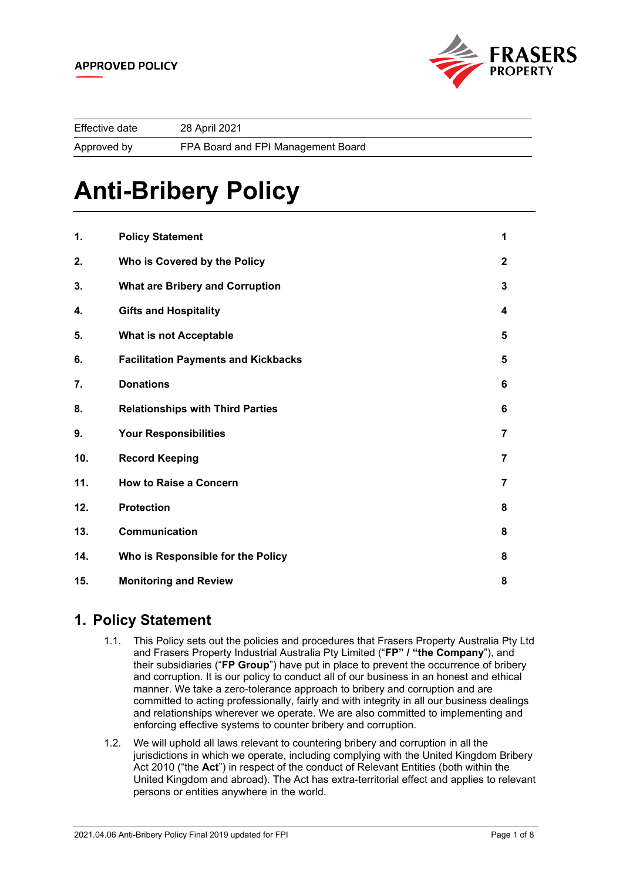APPROVED POLICY

| Effective date | 28 April 2021 |
| --- | --- |
| Approved by | FPA Board and FPI Management Board |

# Anti-Bribery Policy

| | | |
| --- | --- | --- |
| **1.** | **Policy Statement** | **1** |
| **2.** | **Who is Covered by the Policy** | **2** |
| **3.** | **What are Bribery and Corruption** | **3** |
| **4.** | **Gifts and Hospitality** | **4** |
| **5.** | **What is not Acceptable** | **5** |
| **6.** | **Facilitation Payments and Kickbacks** | **5** |
| **7.** | **Donations** | **6** |
| **8.** | **Relationships with Third Parties** | **6** |
| **9.** | **Your Responsibilities** | **7** |
| **10.** | **Record Keeping** | **7** |
| **11.** | **How to Raise a Concern** | **7** |
| **12.** | **Protection** | **8** |
| **13.** | **Communication** | **8** |
| **14.** | **Who is Responsible for the Policy** | **8** |
| **15.** | **Monitoring and Review** | **8** |

## 1. Policy Statement

1.1. This Policy sets out the policies and procedures that Frasers Property Australia Pty Ltd and Frasers Property Industrial Australia Pty Limited ("**FP" / "the Company**"), and their subsidiaries ("**FP Group**") have put in place to prevent the occurrence of bribery and corruption. It is our policy to conduct all of our business in an honest and ethical manner. We take a zero-tolerance approach to bribery and corruption and are committed to acting professionally, fairly and with integrity in all our business dealings and relationships wherever we operate. We are also committed to implementing and enforcing effective systems to counter bribery and corruption.

1.2. We will uphold all laws relevant to countering bribery and corruption in all the jurisdictions in which we operate, including complying with the United Kingdom Bribery Act 2010 ("the **Act**") in respect of the conduct of Relevant Entities (both within the United Kingdom and abroad). The Act has extra-territorial effect and applies to relevant persons or entities anywhere in the world.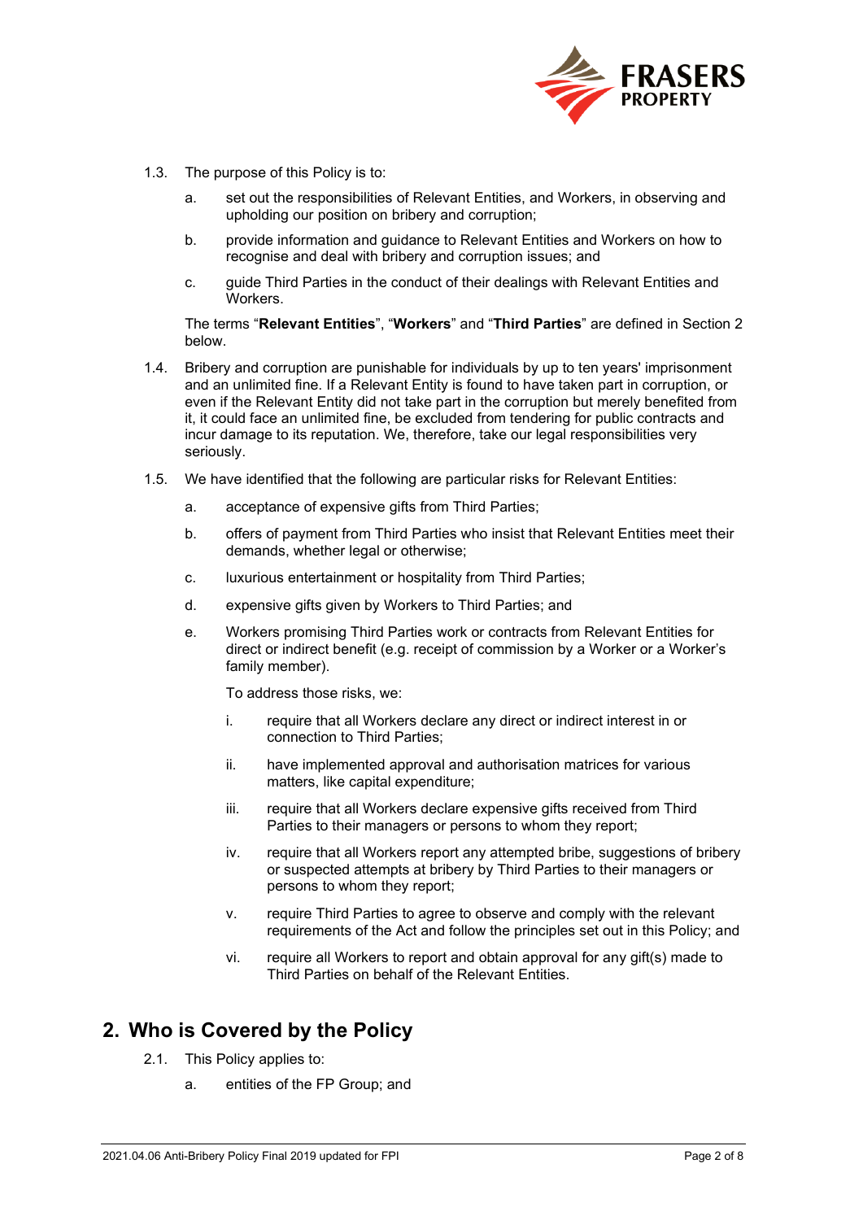1.3. The purpose of this Policy is to:

a. set out the responsibilities of Relevant Entities, and Workers, in observing and upholding our position on bribery and corruption;

b. provide information and guidance to Relevant Entities and Workers on how to recognise and deal with bribery and corruption issues; and

c. guide Third Parties in the conduct of their dealings with Relevant Entities and Workers.

The terms "**Relevant Entities**", "**Workers**" and "**Third Parties**" are defined in Section 2 below.

1.4. Bribery and corruption are punishable for individuals by up to ten years' imprisonment and an unlimited fine. If a Relevant Entity is found to have taken part in corruption, or even if the Relevant Entity did not take part in the corruption but merely benefited from it, it could face an unlimited fine, be excluded from tendering for public contracts and incur damage to its reputation. We, therefore, take our legal responsibilities very seriously.

1.5. We have identified that the following are particular risks for Relevant Entities:

a. acceptance of expensive gifts from Third Parties;

b. offers of payment from Third Parties who insist that Relevant Entities meet their demands, whether legal or otherwise;

c. luxurious entertainment or hospitality from Third Parties;

d. expensive gifts given by Workers to Third Parties; and

e. Workers promising Third Parties work or contracts from Relevant Entities for direct or indirect benefit (e.g. receipt of commission by a Worker or a Worker's family member).

To address those risks, we:

i. require that all Workers declare any direct or indirect interest in or connection to Third Parties;

ii. have implemented approval and authorisation matrices for various matters, like capital expenditure;

iii. require that all Workers declare expensive gifts received from Third Parties to their managers or persons to whom they report;

iv. require that all Workers report any attempted bribe, suggestions of bribery or suspected attempts at bribery by Third Parties to their managers or persons to whom they report;

v. require Third Parties to agree to observe and comply with the relevant requirements of the Act and follow the principles set out in this Policy; and

vi. require all Workers to report and obtain approval for any gift(s) made to Third Parties on behalf of the Relevant Entities.

## 2. Who is Covered by the Policy

2.1. This Policy applies to:

a. entities of the FP Group; and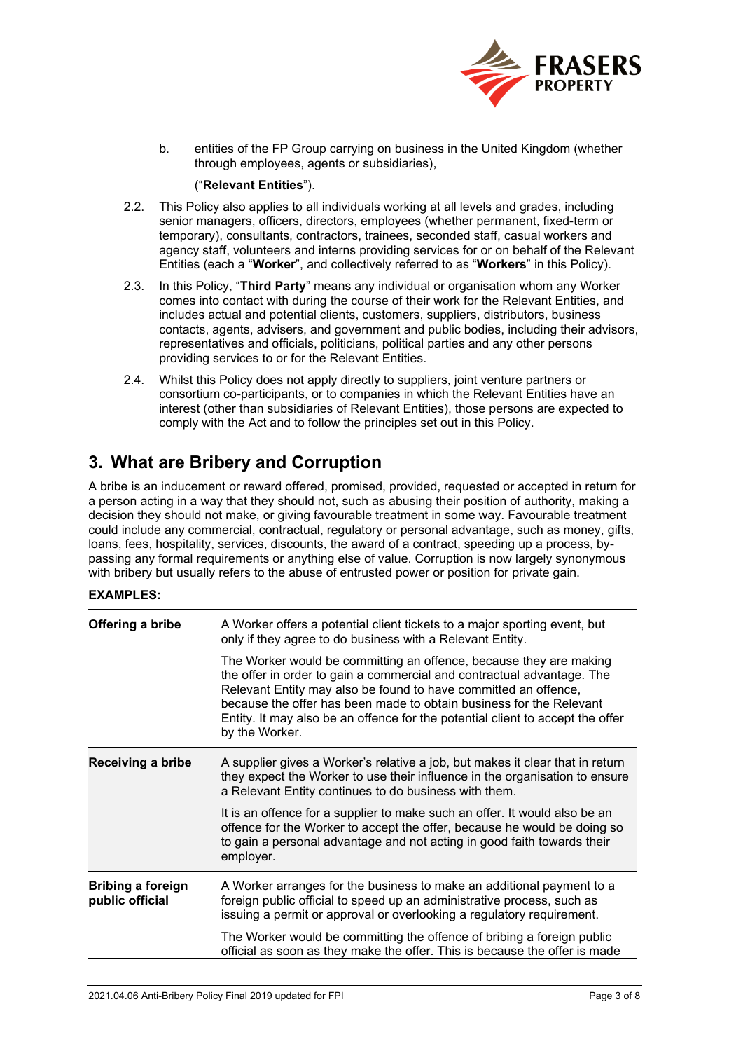b. entities of the FP Group carrying on business in the United Kingdom (whether through employees, agents or subsidiaries),

("**Relevant Entities**").

2.2. This Policy also applies to all individuals working at all levels and grades, including senior managers, officers, directors, employees (whether permanent, fixed-term or temporary), consultants, contractors, trainees, seconded staff, casual workers and agency staff, volunteers and interns providing services for or on behalf of the Relevant Entities (each a "**Worker**", and collectively referred to as "**Workers**" in this Policy).

2.3. In this Policy, "**Third Party**" means any individual or organisation whom any Worker comes into contact with during the course of their work for the Relevant Entities, and includes actual and potential clients, customers, suppliers, distributors, business contacts, agents, advisers, and government and public bodies, including their advisors, representatives and officials, politicians, political parties and any other persons providing services to or for the Relevant Entities.

2.4. Whilst this Policy does not apply directly to suppliers, joint venture partners or consortium co-participants, or to companies in which the Relevant Entities have an interest (other than subsidiaries of Relevant Entities), those persons are expected to comply with the Act and to follow the principles set out in this Policy.

## 3. What are Bribery and Corruption

A bribe is an inducement or reward offered, promised, provided, requested or accepted in return for a person acting in a way that they should not, such as abusing their position of authority, making a decision they should not make, or giving favourable treatment in some way. Favourable treatment could include any commercial, contractual, regulatory or personal advantage, such as money, gifts, loans, fees, hospitality, services, discounts, the award of a contract, speeding up a process, by-passing any formal requirements or anything else of value. Corruption is now largely synonymous with bribery but usually refers to the abuse of entrusted power or position for private gain.

**EXAMPLES:**

| | |
|---|---|
| **Offering a bribe** | A Worker offers a potential client tickets to a major sporting event, but only if they agree to do business with a Relevant Entity.<br><br>The Worker would be committing an offence, because they are making the offer in order to gain a commercial and contractual advantage. The Relevant Entity may also be found to have committed an offence, because the offer has been made to obtain business for the Relevant Entity. It may also be an offence for the potential client to accept the offer by the Worker. |
| **Receiving a bribe** | A supplier gives a Worker's relative a job, but makes it clear that in return they expect the Worker to use their influence in the organisation to ensure a Relevant Entity continues to do business with them.<br><br>It is an offence for a supplier to make such an offer. It would also be an offence for the Worker to accept the offer, because he would be doing so to gain a personal advantage and not acting in good faith towards their employer. |
| **Bribing a foreign public official** | A Worker arranges for the business to make an additional payment to a foreign public official to speed up an administrative process, such as issuing a permit or approval or overlooking a regulatory requirement.<br><br>The Worker would be committing the offence of bribing a foreign public official as soon as they make the offer. This is because the offer is made |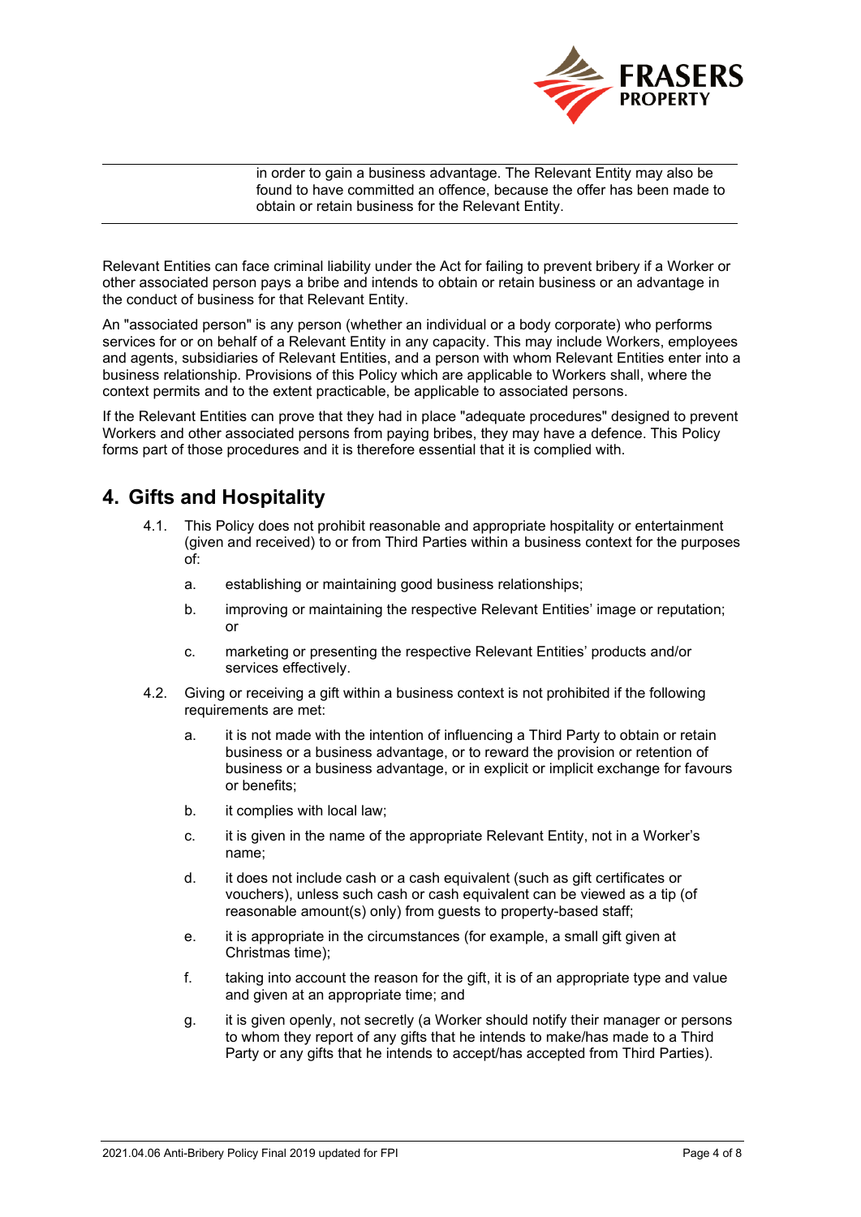| | in order to gain a business advantage. The Relevant Entity may also be found to have committed an offence, because the offer has been made to obtain or retain business for the Relevant Entity. |
|---|---|

Relevant Entities can face criminal liability under the Act for failing to prevent bribery if a Worker or other associated person pays a bribe and intends to obtain or retain business or an advantage in the conduct of business for that Relevant Entity.

An "associated person" is any person (whether an individual or a body corporate) who performs services for or on behalf of a Relevant Entity in any capacity. This may include Workers, employees and agents, subsidiaries of Relevant Entities, and a person with whom Relevant Entities enter into a business relationship. Provisions of this Policy which are applicable to Workers shall, where the context permits and to the extent practicable, be applicable to associated persons.

If the Relevant Entities can prove that they had in place "adequate procedures" designed to prevent Workers and other associated persons from paying bribes, they may have a defence. This Policy forms part of those procedures and it is therefore essential that it is complied with.

## 4. Gifts and Hospitality

4.1. This Policy does not prohibit reasonable and appropriate hospitality or entertainment (given and received) to or from Third Parties within a business context for the purposes of:

a. establishing or maintaining good business relationships;

b. improving or maintaining the respective Relevant Entities' image or reputation; or

c. marketing or presenting the respective Relevant Entities' products and/or services effectively.

4.2. Giving or receiving a gift within a business context is not prohibited if the following requirements are met:

a. it is not made with the intention of influencing a Third Party to obtain or retain business or a business advantage, or to reward the provision or retention of business or a business advantage, or in explicit or implicit exchange for favours or benefits;

b. it complies with local law;

c. it is given in the name of the appropriate Relevant Entity, not in a Worker's name;

d. it does not include cash or a cash equivalent (such as gift certificates or vouchers), unless such cash or cash equivalent can be viewed as a tip (of reasonable amount(s) only) from guests to property-based staff;

e. it is appropriate in the circumstances (for example, a small gift given at Christmas time);

f. taking into account the reason for the gift, it is of an appropriate type and value and given at an appropriate time; and

g. it is given openly, not secretly (a Worker should notify their manager or persons to whom they report of any gifts that he intends to make/has made to a Third Party or any gifts that he intends to accept/has accepted from Third Parties).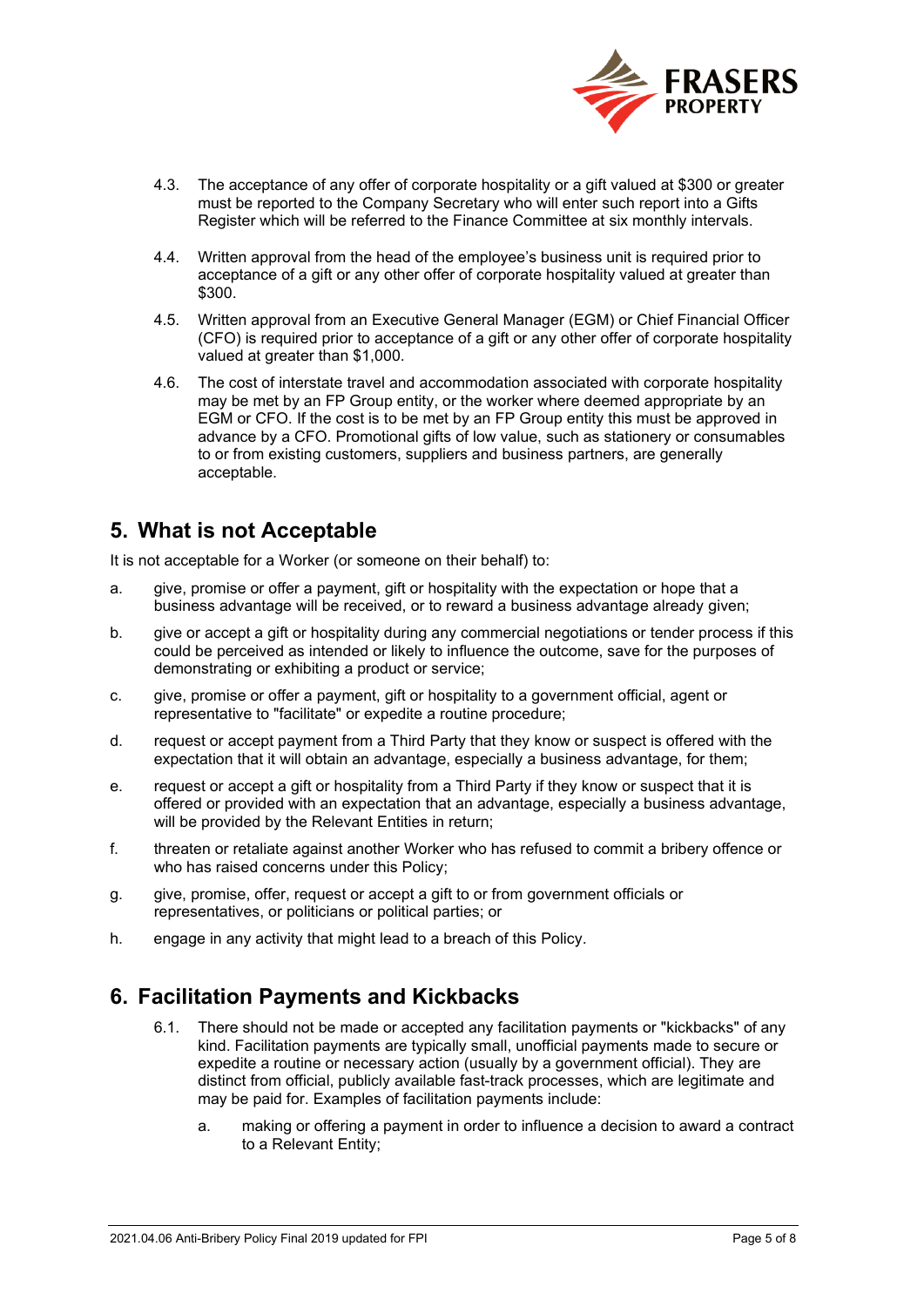4.3. The acceptance of any offer of corporate hospitality or a gift valued at $300 or greater must be reported to the Company Secretary who will enter such report into a Gifts Register which will be referred to the Finance Committee at six monthly intervals.

4.4. Written approval from the head of the employee's business unit is required prior to acceptance of a gift or any other offer of corporate hospitality valued at greater than $300.

4.5. Written approval from an Executive General Manager (EGM) or Chief Financial Officer (CFO) is required prior to acceptance of a gift or any other offer of corporate hospitality valued at greater than $1,000.

4.6. The cost of interstate travel and accommodation associated with corporate hospitality may be met by an FP Group entity, or the worker where deemed appropriate by an EGM or CFO. If the cost is to be met by an FP Group entity this must be approved in advance by a CFO. Promotional gifts of low value, such as stationery or consumables to or from existing customers, suppliers and business partners, are generally acceptable.

## 5. What is not Acceptable

It is not acceptable for a Worker (or someone on their behalf) to:

a. give, promise or offer a payment, gift or hospitality with the expectation or hope that a business advantage will be received, or to reward a business advantage already given;

b. give or accept a gift or hospitality during any commercial negotiations or tender process if this could be perceived as intended or likely to influence the outcome, save for the purposes of demonstrating or exhibiting a product or service;

c. give, promise or offer a payment, gift or hospitality to a government official, agent or representative to "facilitate" or expedite a routine procedure;

d. request or accept payment from a Third Party that they know or suspect is offered with the expectation that it will obtain an advantage, especially a business advantage, for them;

e. request or accept a gift or hospitality from a Third Party if they know or suspect that it is offered or provided with an expectation that an advantage, especially a business advantage, will be provided by the Relevant Entities in return;

f. threaten or retaliate against another Worker who has refused to commit a bribery offence or who has raised concerns under this Policy;

g. give, promise, offer, request or accept a gift to or from government officials or representatives, or politicians or political parties; or

h. engage in any activity that might lead to a breach of this Policy.

## 6. Facilitation Payments and Kickbacks

6.1. There should not be made or accepted any facilitation payments or "kickbacks" of any kind. Facilitation payments are typically small, unofficial payments made to secure or expedite a routine or necessary action (usually by a government official). They are distinct from official, publicly available fast-track processes, which are legitimate and may be paid for. Examples of facilitation payments include:

   a. making or offering a payment in order to influence a decision to award a contract to a Relevant Entity;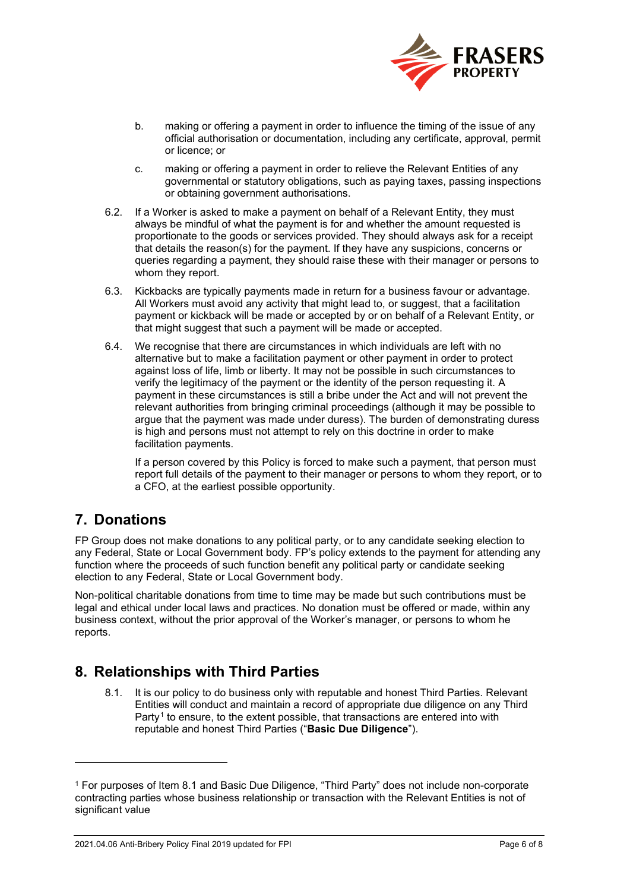b. making or offering a payment in order to influence the timing of the issue of any official authorisation or documentation, including any certificate, approval, permit or licence; or

c. making or offering a payment in order to relieve the Relevant Entities of any governmental or statutory obligations, such as paying taxes, passing inspections or obtaining government authorisations.

6.2. If a Worker is asked to make a payment on behalf of a Relevant Entity, they must always be mindful of what the payment is for and whether the amount requested is proportionate to the goods or services provided. They should always ask for a receipt that details the reason(s) for the payment. If they have any suspicions, concerns or queries regarding a payment, they should raise these with their manager or persons to whom they report.

6.3. Kickbacks are typically payments made in return for a business favour or advantage. All Workers must avoid any activity that might lead to, or suggest, that a facilitation payment or kickback will be made or accepted by or on behalf of a Relevant Entity, or that might suggest that such a payment will be made or accepted.

6.4. We recognise that there are circumstances in which individuals are left with no alternative but to make a facilitation payment or other payment in order to protect against loss of life, limb or liberty. It may not be possible in such circumstances to verify the legitimacy of the payment or the identity of the person requesting it. A payment in these circumstances is still a bribe under the Act and will not prevent the relevant authorities from bringing criminal proceedings (although it may be possible to argue that the payment was made under duress). The burden of demonstrating duress is high and persons must not attempt to rely on this doctrine in order to make facilitation payments.

If a person covered by this Policy is forced to make such a payment, that person must report full details of the payment to their manager or persons to whom they report, or to a CFO, at the earliest possible opportunity.

## 7. Donations

FP Group does not make donations to any political party, or to any candidate seeking election to any Federal, State or Local Government body. FP's policy extends to the payment for attending any function where the proceeds of such function benefit any political party or candidate seeking election to any Federal, State or Local Government body.

Non-political charitable donations from time to time may be made but such contributions must be legal and ethical under local laws and practices. No donation must be offered or made, within any business context, without the prior approval of the Worker's manager, or persons to whom he reports.

## 8. Relationships with Third Parties

8.1. It is our policy to do business only with reputable and honest Third Parties. Relevant Entities will conduct and maintain a record of appropriate due diligence on any Third Party[1] to ensure, to the extent possible, that transactions are entered into with reputable and honest Third Parties ("**Basic Due Diligence**").

---

[1] For purposes of Item 8.1 and Basic Due Diligence, "Third Party" does not include non-corporate contracting parties whose business relationship or transaction with the Relevant Entities is not of significant value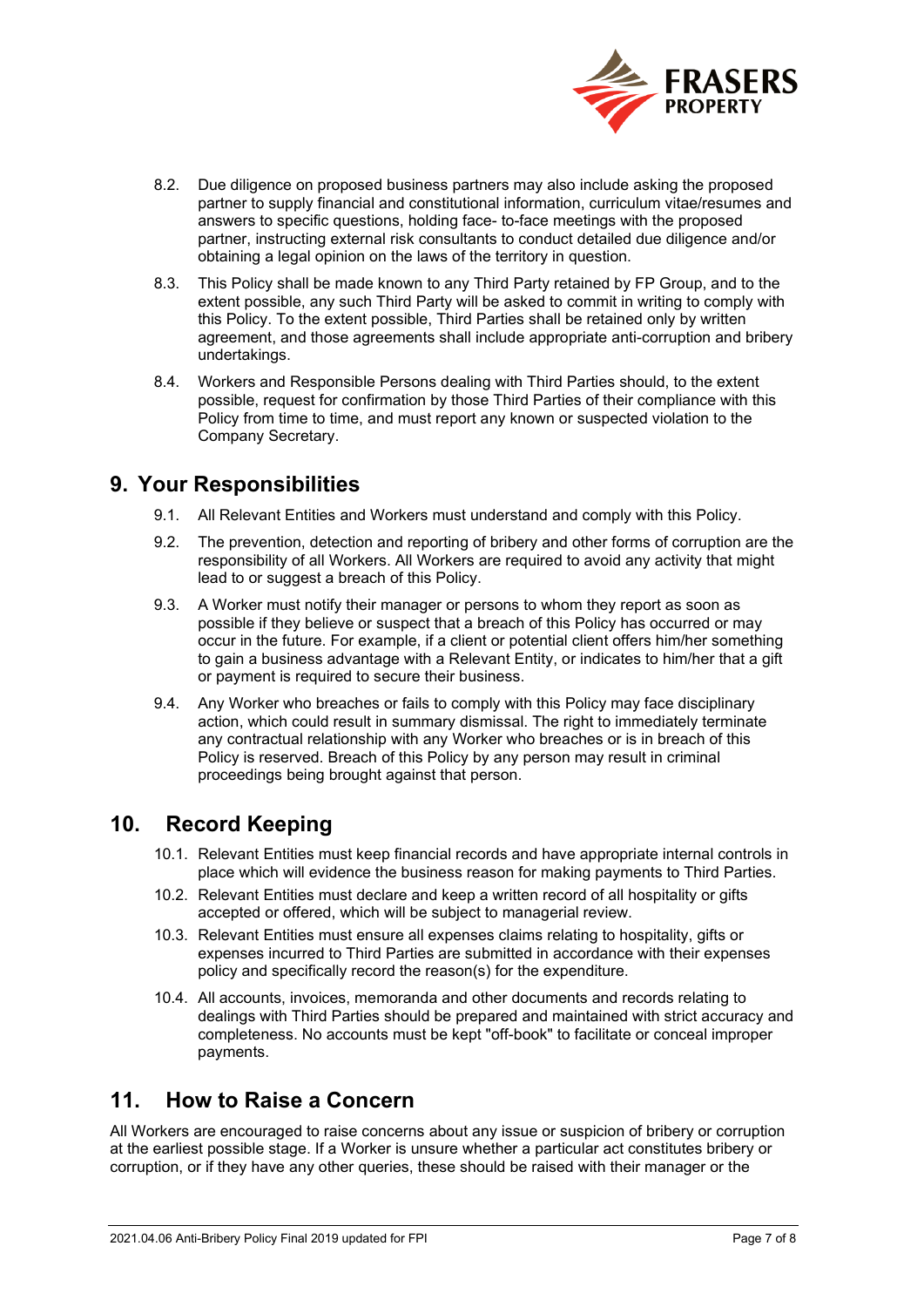8.2. Due diligence on proposed business partners may also include asking the proposed partner to supply financial and constitutional information, curriculum vitae/resumes and answers to specific questions, holding face- to-face meetings with the proposed partner, instructing external risk consultants to conduct detailed due diligence and/or obtaining a legal opinion on the laws of the territory in question.

8.3. This Policy shall be made known to any Third Party retained by FP Group, and to the extent possible, any such Third Party will be asked to commit in writing to comply with this Policy. To the extent possible, Third Parties shall be retained only by written agreement, and those agreements shall include appropriate anti-corruption and bribery undertakings.

8.4. Workers and Responsible Persons dealing with Third Parties should, to the extent possible, request for confirmation by those Third Parties of their compliance with this Policy from time to time, and must report any known or suspected violation to the Company Secretary.

## 9. Your Responsibilities

9.1. All Relevant Entities and Workers must understand and comply with this Policy.

9.2. The prevention, detection and reporting of bribery and other forms of corruption are the responsibility of all Workers. All Workers are required to avoid any activity that might lead to or suggest a breach of this Policy.

9.3. A Worker must notify their manager or persons to whom they report as soon as possible if they believe or suspect that a breach of this Policy has occurred or may occur in the future. For example, if a client or potential client offers him/her something to gain a business advantage with a Relevant Entity, or indicates to him/her that a gift or payment is required to secure their business.

9.4. Any Worker who breaches or fails to comply with this Policy may face disciplinary action, which could result in summary dismissal. The right to immediately terminate any contractual relationship with any Worker who breaches or is in breach of this Policy is reserved. Breach of this Policy by any person may result in criminal proceedings being brought against that person.

## 10. Record Keeping

10.1. Relevant Entities must keep financial records and have appropriate internal controls in place which will evidence the business reason for making payments to Third Parties.

10.2. Relevant Entities must declare and keep a written record of all hospitality or gifts accepted or offered, which will be subject to managerial review.

10.3. Relevant Entities must ensure all expenses claims relating to hospitality, gifts or expenses incurred to Third Parties are submitted in accordance with their expenses policy and specifically record the reason(s) for the expenditure.

10.4. All accounts, invoices, memoranda and other documents and records relating to dealings with Third Parties should be prepared and maintained with strict accuracy and completeness. No accounts must be kept "off-book" to facilitate or conceal improper payments.

## 11. How to Raise a Concern

All Workers are encouraged to raise concerns about any issue or suspicion of bribery or corruption at the earliest possible stage. If a Worker is unsure whether a particular act constitutes bribery or corruption, or if they have any other queries, these should be raised with their manager or the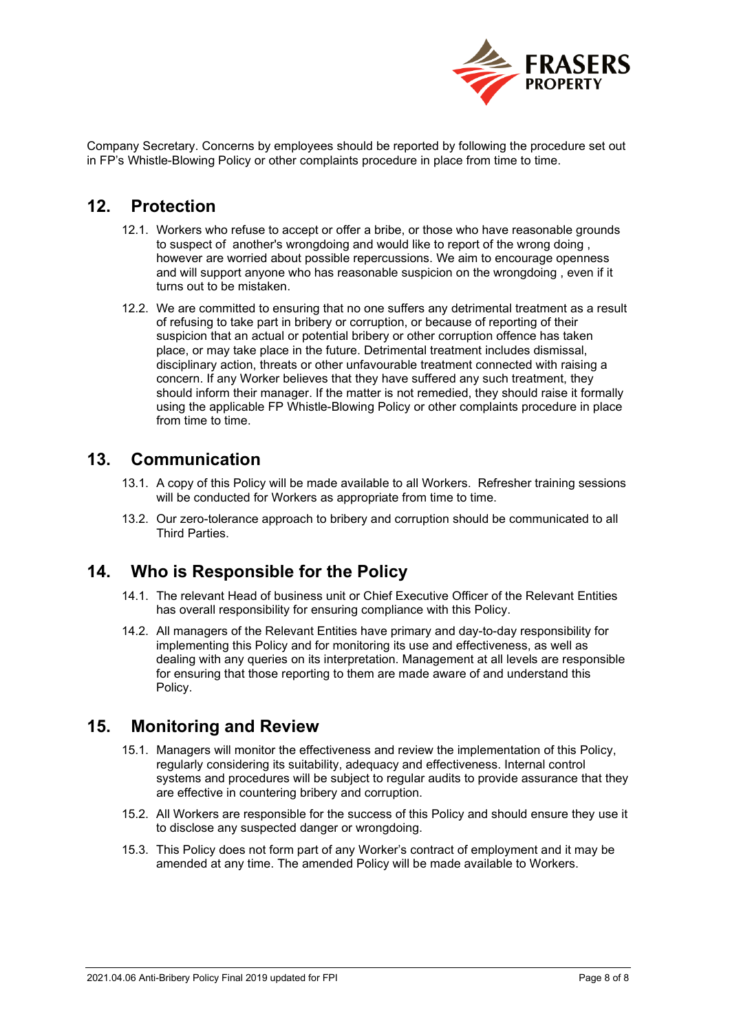Company Secretary. Concerns by employees should be reported by following the procedure set out in FP's Whistle-Blowing Policy or other complaints procedure in place from time to time.

## 12. Protection

12.1. Workers who refuse to accept or offer a bribe, or those who have reasonable grounds to suspect of another's wrongdoing and would like to report of the wrong doing , however are worried about possible repercussions. We aim to encourage openness and will support anyone who has reasonable suspicion on the wrongdoing , even if it turns out to be mistaken.

12.2. We are committed to ensuring that no one suffers any detrimental treatment as a result of refusing to take part in bribery or corruption, or because of reporting of their suspicion that an actual or potential bribery or other corruption offence has taken place, or may take place in the future. Detrimental treatment includes dismissal, disciplinary action, threats or other unfavourable treatment connected with raising a concern. If any Worker believes that they have suffered any such treatment, they should inform their manager. If the matter is not remedied, they should raise it formally using the applicable FP Whistle-Blowing Policy or other complaints procedure in place from time to time.

## 13. Communication

13.1. A copy of this Policy will be made available to all Workers. Refresher training sessions will be conducted for Workers as appropriate from time to time.

13.2. Our zero-tolerance approach to bribery and corruption should be communicated to all Third Parties.

## 14. Who is Responsible for the Policy

14.1. The relevant Head of business unit or Chief Executive Officer of the Relevant Entities has overall responsibility for ensuring compliance with this Policy.

14.2. All managers of the Relevant Entities have primary and day-to-day responsibility for implementing this Policy and for monitoring its use and effectiveness, as well as dealing with any queries on its interpretation. Management at all levels are responsible for ensuring that those reporting to them are made aware of and understand this Policy.

## 15. Monitoring and Review

15.1. Managers will monitor the effectiveness and review the implementation of this Policy, regularly considering its suitability, adequacy and effectiveness. Internal control systems and procedures will be subject to regular audits to provide assurance that they are effective in countering bribery and corruption.

15.2. All Workers are responsible for the success of this Policy and should ensure they use it to disclose any suspected danger or wrongdoing.

15.3. This Policy does not form part of any Worker's contract of employment and it may be amended at any time. The amended Policy will be made available to Workers.